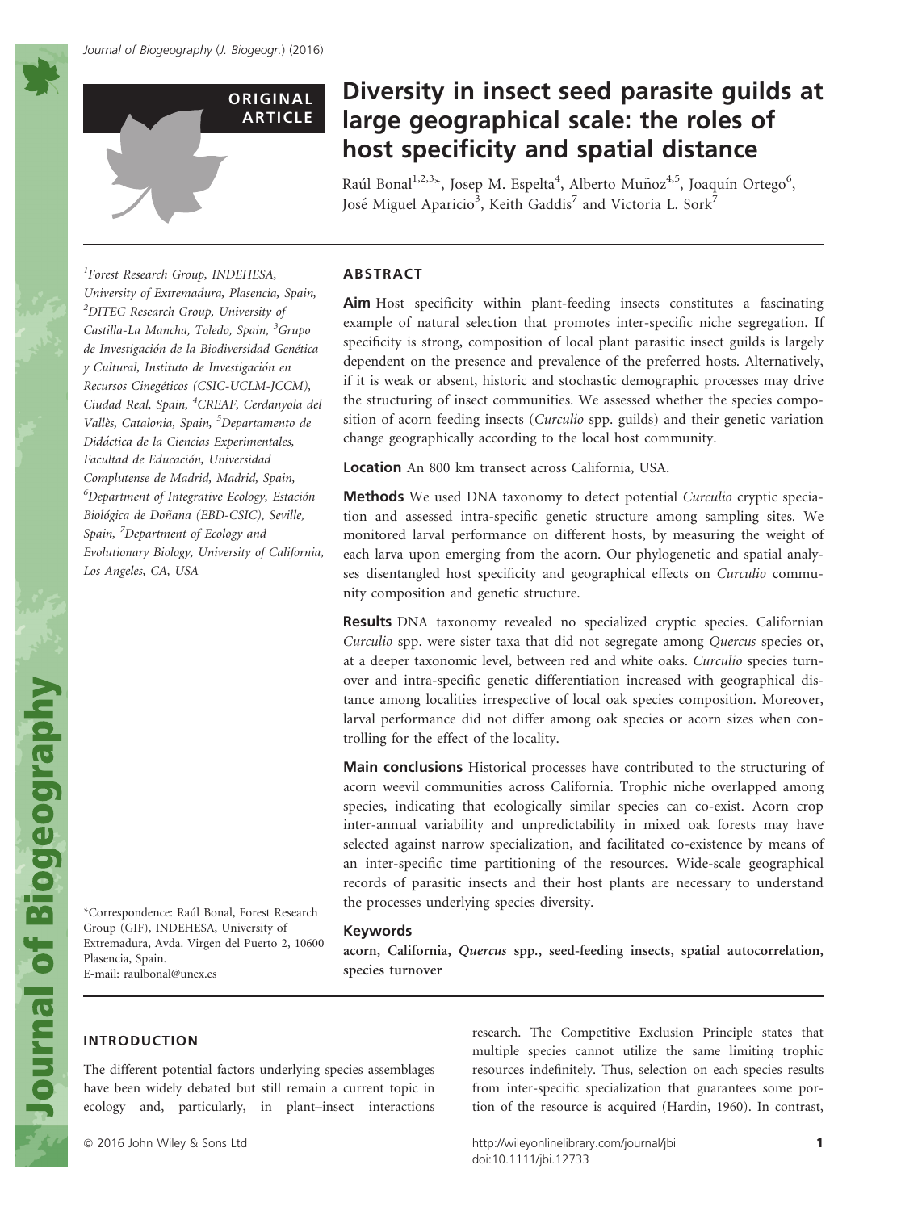ORIGINAL ARTICLE

# Diversity in insect seed parasite guilds at large geographical scale: the roles of host specificity and spatial distance

Raúl Bonal[1,2,3]*, Josep M. Espelta[4], Alberto Muñoz[4,5], Joaquín Ortego[6], José Miguel Aparicio[3], Keith Gaddis[7] and Victoria L. Sork[7]

[1]Forest Research Group, INDEHESA, University of Extremadura, Plasencia, Spain, [2]DITEG Research Group, University of Castilla-La Mancha, Toledo, Spain, [3]Grupo de Investigación de la Biodiversidad Genética y Cultural, Instituto de Investigación en Recursos Cinegéticos (CSIC-UCLM-JCCM), Ciudad Real, Spain, [4]CREAF, Cerdanyola del Vallès, Catalonia, Spain, [5]Departamento de Didáctica de la Ciencias Experimentales, Facultad de Educación, Universidad Complutense de Madrid, Madrid, Spain, [6]Department of Integrative Ecology, Estación Biológica de Doñana (EBD-CSIC), Seville, Spain, [7]Department of Ecology and Evolutionary Biology, University of California, Los Angeles, CA, USA

*Correspondence: Raúl Bonal, Forest Research Group (GIF), INDEHESA, University of Extremadura, Avda. Virgen del Puerto 2, 10600 Plasencia, Spain.
E-mail: raulbonal@unex.es

## ABSTRACT

**Aim** Host specificity within plant-feeding insects constitutes a fascinating example of natural selection that promotes inter-specific niche segregation. If specificity is strong, composition of local plant parasitic insect guilds is largely dependent on the presence and prevalence of the preferred hosts. Alternatively, if it is weak or absent, historic and stochastic demographic processes may drive the structuring of insect communities. We assessed whether the species composition of acorn feeding insects (*Curculio* spp. guilds) and their genetic variation change geographically according to the local host community.

**Location** An 800 km transect across California, USA.

**Methods** We used DNA taxonomy to detect potential *Curculio* cryptic speciation and assessed intra-specific genetic structure among sampling sites. We monitored larval performance on different hosts, by measuring the weight of each larva upon emerging from the acorn. Our phylogenetic and spatial analyses disentangled host specificity and geographical effects on *Curculio* community composition and genetic structure.

**Results** DNA taxonomy revealed no specialized cryptic species. Californian *Curculio* spp. were sister taxa that did not segregate among *Quercus* species or, at a deeper taxonomic level, between red and white oaks. *Curculio* species turnover and intra-specific genetic differentiation increased with geographical distance among localities irrespective of local oak species composition. Moreover, larval performance did not differ among oak species or acorn sizes when controlling for the effect of the locality.

**Main conclusions** Historical processes have contributed to the structuring of acorn weevil communities across California. Trophic niche overlapped among species, indicating that ecologically similar species can co-exist. Acorn crop inter-annual variability and unpredictability in mixed oak forests may have selected against narrow specialization, and facilitated co-existence by means of an inter-specific time partitioning of the resources. Wide-scale geographical records of parasitic insects and their host plants are necessary to understand the processes underlying species diversity.

### Keywords

**acorn, California, *Quercus* spp., seed-feeding insects, spatial autocorrelation, species turnover**

## INTRODUCTION

The different potential factors underlying species assemblages have been widely debated but still remain a current topic in ecology and, particularly, in plant–insect interactions research. The Competitive Exclusion Principle states that multiple species cannot utilize the same limiting trophic resources indefinitely. Thus, selection on each species results from inter-specific specialization that guarantees some portion of the resource is acquired (Hardin, 1960). In contrast,

© 2016 John Wiley & Sons Ltd http://wileyonlinelibrary.com/journal/jbi doi:10.1111/jbi.12733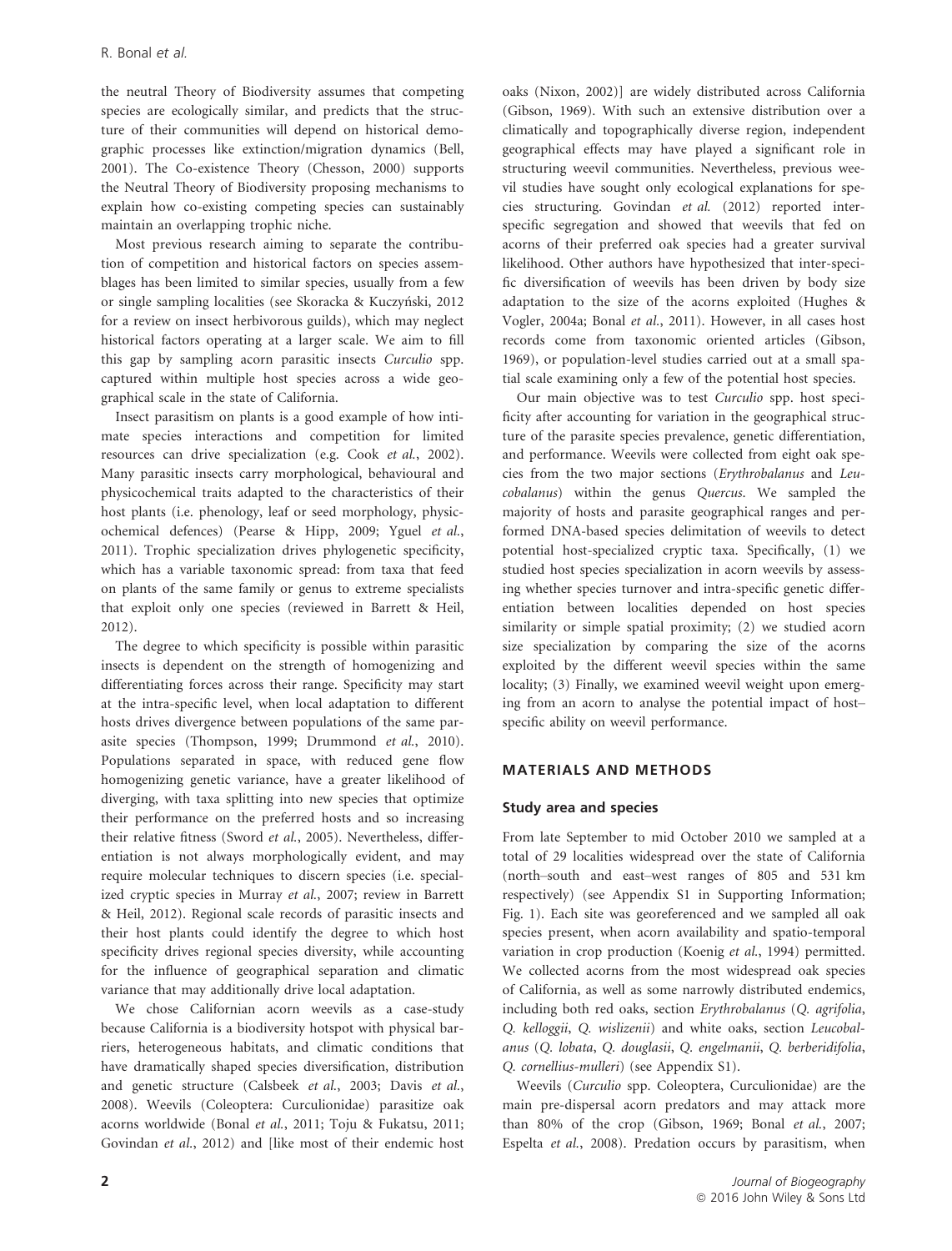the neutral Theory of Biodiversity assumes that competing species are ecologically similar, and predicts that the structure of their communities will depend on historical demographic processes like extinction/migration dynamics (Bell, 2001). The Co-existence Theory (Chesson, 2000) supports the Neutral Theory of Biodiversity proposing mechanisms to explain how co-existing competing species can sustainably maintain an overlapping trophic niche.

Most previous research aiming to separate the contribution of competition and historical factors on species assemblages has been limited to similar species, usually from a few or single sampling localities (see Skoracka & Kuczyński, 2012 for a review on insect herbivorous guilds), which may neglect historical factors operating at a larger scale. We aim to fill this gap by sampling acorn parasitic insects *Curculio* spp. captured within multiple host species across a wide geographical scale in the state of California.

Insect parasitism on plants is a good example of how intimate species interactions and competition for limited resources can drive specialization (e.g. Cook *et al.*, 2002). Many parasitic insects carry morphological, behavioural and physicochemical traits adapted to the characteristics of their host plants (i.e. phenology, leaf or seed morphology, physicochemical defences) (Pearse & Hipp, 2009; Yguel *et al.*, 2011). Trophic specialization drives phylogenetic specificity, which has a variable taxonomic spread: from taxa that feed on plants of the same family or genus to extreme specialists that exploit only one species (reviewed in Barrett & Heil, 2012).

The degree to which specificity is possible within parasitic insects is dependent on the strength of homogenizing and differentiating forces across their range. Specificity may start at the intra-specific level, when local adaptation to different hosts drives divergence between populations of the same parasite species (Thompson, 1999; Drummond *et al.*, 2010). Populations separated in space, with reduced gene flow homogenizing genetic variance, have a greater likelihood of diverging, with taxa splitting into new species that optimize their performance on the preferred hosts and so increasing their relative fitness (Sword *et al.*, 2005). Nevertheless, differentiation is not always morphologically evident, and may require molecular techniques to discern species (i.e. specialized cryptic species in Murray *et al.*, 2007; review in Barrett & Heil, 2012). Regional scale records of parasitic insects and their host plants could identify the degree to which host specificity drives regional species diversity, while accounting for the influence of geographical separation and climatic variance that may additionally drive local adaptation.

We chose Californian acorn weevils as a case-study because California is a biodiversity hotspot with physical barriers, heterogeneous habitats, and climatic conditions that have dramatically shaped species diversification, distribution and genetic structure (Calsbeek *et al.*, 2003; Davis *et al.*, 2008). Weevils (Coleoptera: Curculionidae) parasitize oak acorns worldwide (Bonal *et al.*, 2011; Toju & Fukatsu, 2011; Govindan *et al.*, 2012) and [like most of their endemic host oaks (Nixon, 2002)] are widely distributed across California (Gibson, 1969). With such an extensive distribution over a climatically and topographically diverse region, independent geographical effects may have played a significant role in structuring weevil communities. Nevertheless, previous weevil studies have sought only ecological explanations for species structuring. Govindan *et al.* (2012) reported inter-specific segregation and showed that weevils that fed on acorns of their preferred oak species had a greater survival likelihood. Other authors have hypothesized that inter-specific diversification of weevils has been driven by body size adaptation to the size of the acorns exploited (Hughes & Vogler, 2004a; Bonal *et al.*, 2011). However, in all cases host records come from taxonomic oriented articles (Gibson, 1969), or population-level studies carried out at a small spatial scale examining only a few of the potential host species.

Our main objective was to test *Curculio* spp. host specificity after accounting for variation in the geographical structure of the parasite species prevalence, genetic differentiation, and performance. Weevils were collected from eight oak species from the two major sections (*Erythrobalanus* and *Leucobalanus*) within the genus *Quercus*. We sampled the majority of hosts and parasite geographical ranges and performed DNA-based species delimitation of weevils to detect potential host-specialized cryptic taxa. Specifically, (1) we studied host species specialization in acorn weevils by assessing whether species turnover and intra-specific genetic differentiation between localities depended on host species similarity or simple spatial proximity; (2) we studied acorn size specialization by comparing the size of the acorns exploited by the different weevil species within the same locality; (3) Finally, we examined weevil weight upon emerging from an acorn to analyse the potential impact of host–specific ability on weevil performance.

## MATERIALS AND METHODS

### Study area and species

From late September to mid October 2010 we sampled at a total of 29 localities widespread over the state of California (north–south and east–west ranges of 805 and 531 km respectively) (see Appendix S1 in Supporting Information; Fig. 1). Each site was georeferenced and we sampled all oak species present, when acorn availability and spatio-temporal variation in crop production (Koenig *et al.*, 1994) permitted. We collected acorns from the most widespread oak species of California, as well as some narrowly distributed endemics, including both red oaks, section *Erythrobalanus* (*Q. agrifolia*, *Q. kelloggii*, *Q. wislizenii*) and white oaks, section *Leucobalanus* (*Q. lobata*, *Q. douglasii*, *Q. engelmanii*, *Q. berberidifolia*, *Q. cornellius-mulleri*) (see Appendix S1).

Weevils (*Curculio* spp. Coleoptera, Curculionidae) are the main pre-dispersal acorn predators and may attack more than 80% of the crop (Gibson, 1969; Bonal *et al.*, 2007; Espelta *et al.*, 2008). Predation occurs by parasitism, when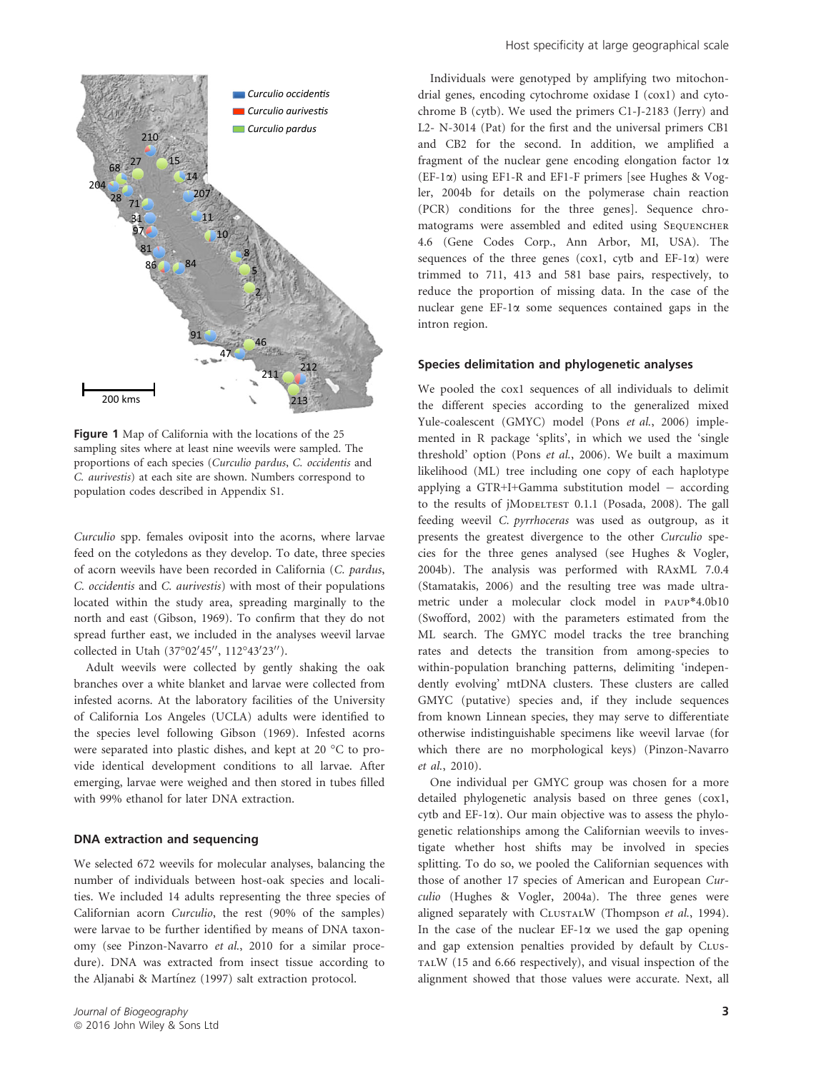Figure 1 Map of California with the locations of the 25 sampling sites where at least nine weevils were sampled. The proportions of each species (*Curculio pardus*, *C. occidentis* and *C. aurivestis*) at each site are shown. Numbers correspond to population codes described in Appendix S1.

*Curculio* spp. females oviposit into the acorns, where larvae feed on the cotyledons as they develop. To date, three species of acorn weevils have been recorded in California (*C. pardus*, *C. occidentis* and *C. aurivestis*) with most of their populations located within the study area, spreading marginally to the north and east (Gibson, 1969). To confirm that they do not spread further east, we included in the analyses weevil larvae collected in Utah (37°02′45″, 112°43′23″).

Adult weevils were collected by gently shaking the oak branches over a white blanket and larvae were collected from infested acorns. At the laboratory facilities of the University of California Los Angeles (UCLA) adults were identified to the species level following Gibson (1969). Infested acorns were separated into plastic dishes, and kept at 20 °C to provide identical development conditions to all larvae. After emerging, larvae were weighed and then stored in tubes filled with 99% ethanol for later DNA extraction.

## DNA extraction and sequencing

We selected 672 weevils for molecular analyses, balancing the number of individuals between host-oak species and localities. We included 14 adults representing the three species of Californian acorn *Curculio*, the rest (90% of the samples) were larvae to be further identified by means of DNA taxonomy (see Pinzon-Navarro *et al.*, 2010 for a similar procedure). DNA was extracted from insect tissue according to the Aljanabi & Martínez (1997) salt extraction protocol.

Individuals were genotyped by amplifying two mitochondrial genes, encoding cytochrome oxidase I (cox1) and cytochrome B (cytb). We used the primers C1-J-2183 (Jerry) and L2- N-3014 (Pat) for the first and the universal primers CB1 and CB2 for the second. In addition, we amplified a fragment of the nuclear gene encoding elongation factor 1α (EF-1α) using EF1-R and EF1-F primers [see Hughes & Vogler, 2004b for details on the polymerase chain reaction (PCR) conditions for the three genes]. Sequence chromatograms were assembled and edited using Sequencher 4.6 (Gene Codes Corp., Ann Arbor, MI, USA). The sequences of the three genes (cox1, cytb and EF-1α) were trimmed to 711, 413 and 581 base pairs, respectively, to reduce the proportion of missing data. In the case of the nuclear gene EF-1α some sequences contained gaps in the intron region.

## Species delimitation and phylogenetic analyses

We pooled the cox1 sequences of all individuals to delimit the different species according to the generalized mixed Yule-coalescent (GMYC) model (Pons *et al.*, 2006) implemented in R package 'splits', in which we used the 'single threshold' option (Pons *et al.*, 2006). We built a maximum likelihood (ML) tree including one copy of each haplotype applying a GTR+I+Gamma substitution model – according to the results of jModeltest 0.1.1 (Posada, 2008). The gall feeding weevil *C. pyrrhoceras* was used as outgroup, as it presents the greatest divergence to the other *Curculio* species for the three genes analysed (see Hughes & Vogler, 2004b). The analysis was performed with RAxML 7.0.4 (Stamatakis, 2006) and the resulting tree was made ultrametric under a molecular clock model in paup*4.0b10 (Swofford, 2002) with the parameters estimated from the ML search. The GMYC model tracks the tree branching rates and detects the transition from among-species to within-population branching patterns, delimiting 'independently evolving' mtDNA clusters. These clusters are called GMYC (putative) species and, if they include sequences from known Linnean species, they may serve to differentiate otherwise indistinguishable specimens like weevil larvae (for which there are no morphological keys) (Pinzon-Navarro *et al.*, 2010).

One individual per GMYC group was chosen for a more detailed phylogenetic analysis based on three genes (cox1, cytb and EF-1α). Our main objective was to assess the phylogenetic relationships among the Californian weevils to investigate whether host shifts may be involved in species splitting. To do so, we pooled the Californian sequences with those of another 17 species of American and European *Curculio* (Hughes & Vogler, 2004a). The three genes were aligned separately with ClustalW (Thompson *et al.*, 1994). In the case of the nuclear EF-1α we used the gap opening and gap extension penalties provided by default by ClustalW (15 and 6.66 respectively), and visual inspection of the alignment showed that those values were accurate. Next, all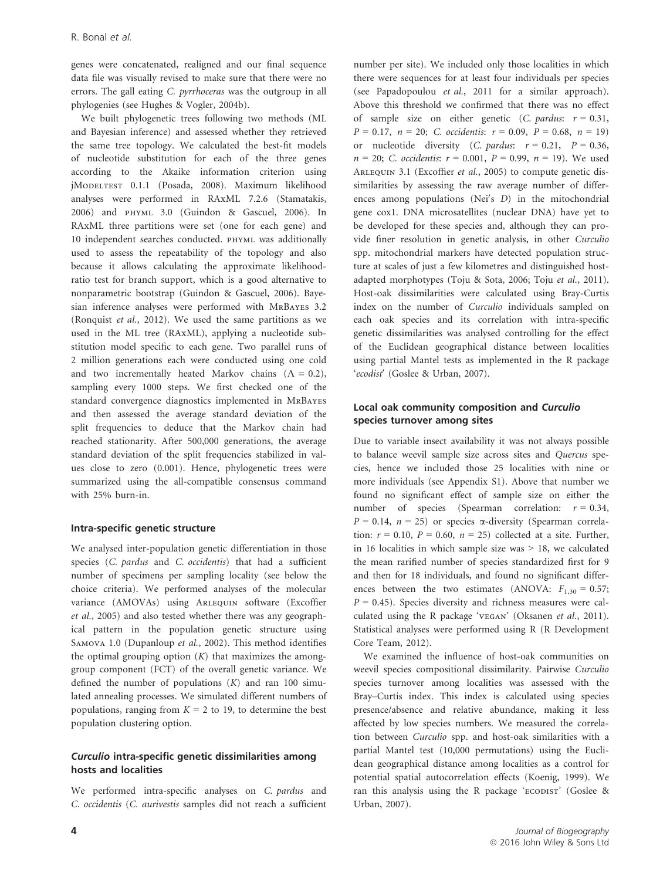genes were concatenated, realigned and our final sequence data file was visually revised to make sure that there were no errors. The gall eating *C. pyrrhoceras* was the outgroup in all phylogenies (see Hughes & Vogler, 2004b).

We built phylogenetic trees following two methods (ML and Bayesian inference) and assessed whether they retrieved the same tree topology. We calculated the best-fit models of nucleotide substitution for each of the three genes according to the Akaike information criterion using jModeltest 0.1.1 (Posada, 2008). Maximum likelihood analyses were performed in RAxML 7.2.6 (Stamatakis, 2006) and phyml 3.0 (Guindon & Gascuel, 2006). In RAxML three partitions were set (one for each gene) and 10 independent searches conducted. phyml was additionally used to assess the repeatability of the topology and also because it allows calculating the approximate likelihood-ratio test for branch support, which is a good alternative to nonparametric bootstrap (Guindon & Gascuel, 2006). Bayesian inference analyses were performed with MrBayes 3.2 (Ronquist *et al.*, 2012). We used the same partitions as we used in the ML tree (RAxML), applying a nucleotide substitution model specific to each gene. Two parallel runs of 2 million generations each were conducted using one cold and two incrementally heated Markov chains ($\Lambda = 0.2$), sampling every 1000 steps. We first checked one of the standard convergence diagnostics implemented in MrBayes and then assessed the average standard deviation of the split frequencies to deduce that the Markov chain had reached stationarity. After 500,000 generations, the average standard deviation of the split frequencies stabilized in values close to zero (0.001). Hence, phylogenetic trees were summarized using the all-compatible consensus command with 25% burn-in.

### Intra-specific genetic structure

We analysed inter-population genetic differentiation in those species (*C. pardus* and *C. occidentis*) that had a sufficient number of specimens per sampling locality (see below the choice criteria). We performed analyses of the molecular variance (AMOVAs) using Arlequin software (Excoffier *et al.*, 2005) and also tested whether there was any geographical pattern in the population genetic structure using Samova 1.0 (Dupanloup *et al.*, 2002). This method identifies the optimal grouping option ($K$) that maximizes the among-group component (FCT) of the overall genetic variance. We defined the number of populations ($K$) and ran 100 simulated annealing processes. We simulated different numbers of populations, ranging from $K = 2$ to 19, to determine the best population clustering option.

### *Curculio* intra-specific genetic dissimilarities among hosts and localities

We performed intra-specific analyses on *C. pardus* and *C. occidentis* (*C. aurivestis* samples did not reach a sufficient number per site). We included only those localities in which there were sequences for at least four individuals per species (see Papadopoulou *et al.*, 2011 for a similar approach). Above this threshold we confirmed that there was no effect of sample size on either genetic (*C. pardus*: $r = 0.31$, $P = 0.17$, $n = 20$; *C. occidentis*: $r = 0.09$, $P = 0.68$, $n = 19$) or nucleotide diversity (*C. pardus*: $r = 0.21$, $P = 0.36$, $n = 20$; *C. occidentis*: $r = 0.001$, $P = 0.99$, $n = 19$). We used Arlequin 3.1 (Excoffier *et al.*, 2005) to compute genetic dissimilarities by assessing the raw average number of differences among populations (Nei's $D$) in the mitochondrial gene cox1. DNA microsatellites (nuclear DNA) have yet to be developed for these species and, although they can provide finer resolution in genetic analysis, in other *Curculio* spp. mitochondrial markers have detected population structure at scales of just a few kilometres and distinguished host-adapted morphotypes (Toju & Sota, 2006; Toju *et al.*, 2011). Host-oak dissimilarities were calculated using Bray-Curtis index on the number of *Curculio* individuals sampled on each oak species and its correlation with intra-specific genetic dissimilarities was analysed controlling for the effect of the Euclidean geographical distance between localities using partial Mantel tests as implemented in the R package '*ecodist*' (Goslee & Urban, 2007).

### Local oak community composition and *Curculio* species turnover among sites

Due to variable insect availability it was not always possible to balance weevil sample size across sites and *Quercus* species, hence we included those 25 localities with nine or more individuals (see Appendix S1). Above that number we found no significant effect of sample size on either the number of species (Spearman correlation: $r = 0.34$, $P = 0.14$, $n = 25$) or species $\alpha$-diversity (Spearman correlation: $r = 0.10$, $P = 0.60$, $n = 25$) collected at a site. Further, in 16 localities in which sample size was > 18, we calculated the mean rarified number of species standardized first for 9 and then for 18 individuals, and found no significant differences between the two estimates (ANOVA: $F_{1,30} = 0.57$; $P = 0.45$). Species diversity and richness measures were calculated using the R package 'vegan' (Oksanen *et al.*, 2011). Statistical analyses were performed using R (R Development Core Team, 2012).

We examined the influence of host-oak communities on weevil species compositional dissimilarity. Pairwise *Curculio* species turnover among localities was assessed with the Bray–Curtis index. This index is calculated using species presence/absence and relative abundance, making it less affected by low species numbers. We measured the correlation between *Curculio* spp. and host-oak similarities with a partial Mantel test (10,000 permutations) using the Euclidean geographical distance among localities as a control for potential spatial autocorrelation effects (Koenig, 1999). We ran this analysis using the R package 'ecodist' (Goslee & Urban, 2007).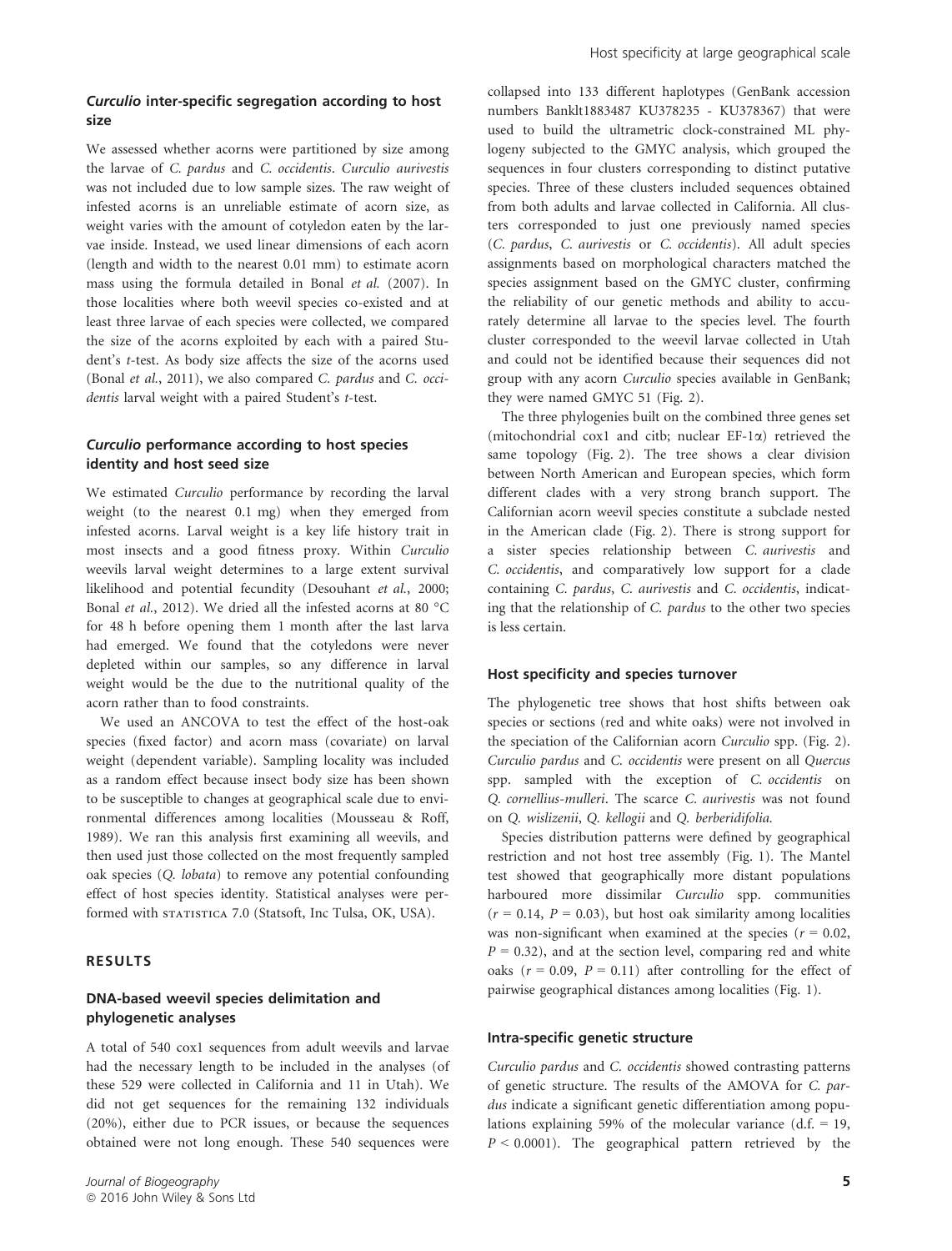### *Curculio* inter-specific segregation according to host size

We assessed whether acorns were partitioned by size among the larvae of *C. pardus* and *C. occidentis*. *Curculio aurivestis* was not included due to low sample sizes. The raw weight of infested acorns is an unreliable estimate of acorn size, as weight varies with the amount of cotyledon eaten by the larvae inside. Instead, we used linear dimensions of each acorn (length and width to the nearest 0.01 mm) to estimate acorn mass using the formula detailed in Bonal *et al.* (2007). In those localities where both weevil species co-existed and at least three larvae of each species were collected, we compared the size of the acorns exploited by each with a paired Student's *t*-test. As body size affects the size of the acorns used (Bonal *et al.*, 2011), we also compared *C. pardus* and *C. occidentis* larval weight with a paired Student's *t*-test.

### *Curculio* performance according to host species identity and host seed size

We estimated *Curculio* performance by recording the larval weight (to the nearest 0.1 mg) when they emerged from infested acorns. Larval weight is a key life history trait in most insects and a good fitness proxy. Within *Curculio* weevils larval weight determines to a large extent survival likelihood and potential fecundity (Desouhant *et al.*, 2000; Bonal *et al.*, 2012). We dried all the infested acorns at 80 °C for 48 h before opening them 1 month after the last larva had emerged. We found that the cotyledons were never depleted within our samples, so any difference in larval weight would be the due to the nutritional quality of the acorn rather than to food constraints.

We used an ANCOVA to test the effect of the host-oak species (fixed factor) and acorn mass (covariate) on larval weight (dependent variable). Sampling locality was included as a random effect because insect body size has been shown to be susceptible to changes at geographical scale due to environmental differences among localities (Mousseau & Roff, 1989). We ran this analysis first examining all weevils, and then used just those collected on the most frequently sampled oak species (*Q. lobata*) to remove any potential confounding effect of host species identity. Statistical analyses were performed with STATISTICA 7.0 (Statsoft, Inc Tulsa, OK, USA).

## RESULTS

### DNA-based weevil species delimitation and phylogenetic analyses

A total of 540 cox1 sequences from adult weevils and larvae had the necessary length to be included in the analyses (of these 529 were collected in California and 11 in Utah). We did not get sequences for the remaining 132 individuals (20%), either due to PCR issues, or because the sequences obtained were not long enough. These 540 sequences were collapsed into 133 different haplotypes (GenBank accession numbers Banklt1883487 KU378235 - KU378367) that were used to build the ultrametric clock-constrained ML phylogeny subjected to the GMYC analysis, which grouped the sequences in four clusters corresponding to distinct putative species. Three of these clusters included sequences obtained from both adults and larvae collected in California. All clusters corresponded to just one previously named species (*C. pardus*, *C. aurivestis* or *C. occidentis*). All adult species assignments based on morphological characters matched the species assignment based on the GMYC cluster, confirming the reliability of our genetic methods and ability to accurately determine all larvae to the species level. The fourth cluster corresponded to the weevil larvae collected in Utah and could not be identified because their sequences did not group with any acorn *Curculio* species available in GenBank; they were named GMYC 51 (Fig. 2).

The three phylogenies built on the combined three genes set (mitochondrial cox1 and citb; nuclear EF-1$\alpha$) retrieved the same topology (Fig. 2). The tree shows a clear division between North American and European species, which form different clades with a very strong branch support. The Californian acorn weevil species constitute a subclade nested in the American clade (Fig. 2). There is strong support for a sister species relationship between *C. aurivestis* and *C. occidentis*, and comparatively low support for a clade containing *C. pardus*, *C. aurivestis* and *C. occidentis*, indicating that the relationship of *C. pardus* to the other two species is less certain.

### Host specificity and species turnover

The phylogenetic tree shows that host shifts between oak species or sections (red and white oaks) were not involved in the speciation of the Californian acorn *Curculio* spp. (Fig. 2). *Curculio pardus* and *C. occidentis* were present on all *Quercus* spp. sampled with the exception of *C. occidentis* on *Q. cornellius-mulleri*. The scarce *C. aurivestis* was not found on *Q. wislizenii*, *Q. kellogii* and *Q. berberidifolia.*

Species distribution patterns were defined by geographical restriction and not host tree assembly (Fig. 1). The Mantel test showed that geographically more distant populations harboured more dissimilar *Curculio* spp. communities ($r = 0.14$, $P = 0.03$), but host oak similarity among localities was non-significant when examined at the species ($r = 0.02$, $P = 0.32$), and at the section level, comparing red and white oaks ($r = 0.09$, $P = 0.11$) after controlling for the effect of pairwise geographical distances among localities (Fig. 1).

### Intra-specific genetic structure

*Curculio pardus* and *C. occidentis* showed contrasting patterns of genetic structure. The results of the AMOVA for *C. pardus* indicate a significant genetic differentiation among populations explaining 59% of the molecular variance (d.f. = 19, $P < 0.0001$). The geographical pattern retrieved by the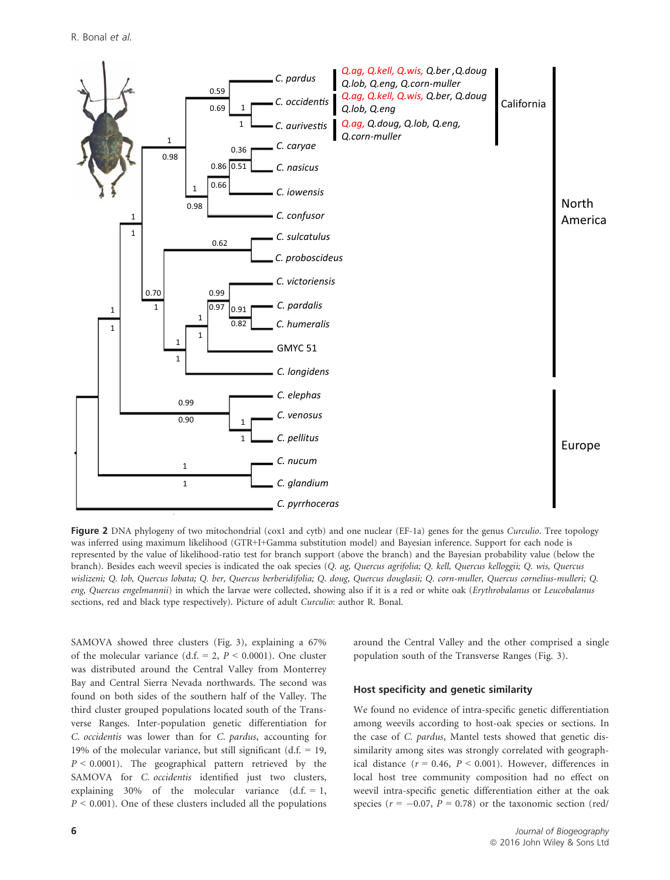**Figure 2** DNA phylogeny of two mitochondrial (cox1 and cytb) and one nuclear (EF-1a) genes for the genus *Curculio*. Tree topology was inferred using maximum likelihood (GTR+I+Gamma substitution model) and Bayesian inference. Support for each node is represented by the value of likelihood-ratio test for branch support (above the branch) and the Bayesian probability value (below the branch). Besides each weevil species is indicated the oak species (*Q. ag, Quercus agrifolia; Q. kell, Quercus kelloggii; Q. wis, Quercus wislizeni; Q. lob, Quercus lobata; Q. ber, Quercus berberidifolia; Q. doug, Quercus douglasii; Q. corn-muller, Quercus cornelius-mulleri; Q. eng, Quercus engelmannii*) in which the larvae were collected, showing also if it is a red or white oak (*Erythrobalanus* or *Leucobalanus* sections, red and black type respectively). Picture of adult *Curculio*: author R. Bonal.

SAMOVA showed three clusters (Fig. 3), explaining a 67% of the molecular variance (d.f. = 2, $P < 0.0001$). One cluster was distributed around the Central Valley from Monterrey Bay and Central Sierra Nevada northwards. The second was found on both sides of the southern half of the Valley. The third cluster grouped populations located south of the Transverse Ranges. Inter-population genetic differentiation for *C. occidentis* was lower than for *C. pardus*, accounting for 19% of the molecular variance, but still significant (d.f. = 19, $P < 0.0001$). The geographical pattern retrieved by the SAMOVA for *C. occidentis* identified just two clusters, explaining 30% of the molecular variance (d.f. = 1, $P < 0.001$). One of these clusters included all the populations around the Central Valley and the other comprised a single population south of the Transverse Ranges (Fig. 3).

### Host specificity and genetic similarity

We found no evidence of intra-specific genetic differentiation among weevils according to host-oak species or sections. In the case of *C. pardus*, Mantel tests showed that genetic dissimilarity among sites was strongly correlated with geographical distance ($r = 0.46$, $P < 0.001$). However, differences in local host tree community composition had no effect on weevil intra-specific genetic differentiation either at the oak species ($r = -0.07$, $P = 0.78$) or the taxonomic section (red/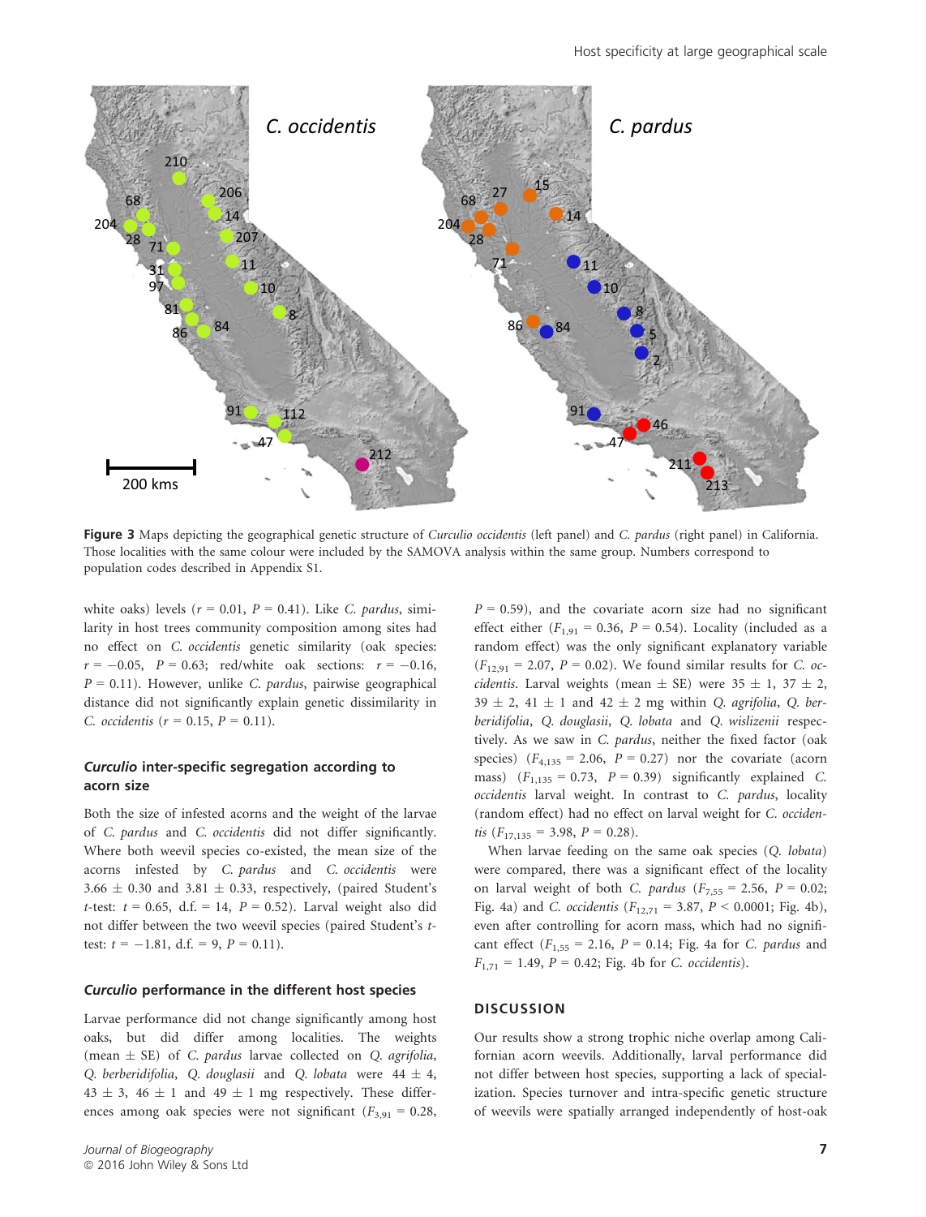Figure 3 Maps depicting the geographical genetic structure of *Curculio occidentis* (left panel) and *C. pardus* (right panel) in California. Those localities with the same colour were included by the SAMOVA analysis within the same group. Numbers correspond to population codes described in Appendix S1.

white oaks) levels ($r = 0.01$, $P = 0.41$). Like *C. pardus*, similarity in host trees community composition among sites had no effect on *C. occidentis* genetic similarity (oak species: $r = -0.05$, $P = 0.63$; red/white oak sections: $r = -0.16$, $P = 0.11$). However, unlike *C. pardus*, pairwise geographical distance did not significantly explain genetic dissimilarity in *C. occidentis* ($r = 0.15$, $P = 0.11$).

### *Curculio* inter-specific segregation according to acorn size

Both the size of infested acorns and the weight of the larvae of *C. pardus* and *C. occidentis* did not differ significantly. Where both weevil species co-existed, the mean size of the acorns infested by *C. pardus* and *C. occidentis* were $3.66 \pm 0.30$ and $3.81 \pm 0.33$, respectively, (paired Student's *t*-test: $t = 0.65$, d.f. = 14, $P = 0.52$). Larval weight also did not differ between the two weevil species (paired Student's *t*-test: $t = -1.81$, d.f. = 9, $P = 0.11$).

### *Curculio* performance in the different host species

Larvae performance did not change significantly among host oaks, but did differ among localities. The weights (mean ± SE) of *C. pardus* larvae collected on *Q. agrifolia*, *Q. berberidifolia*, *Q. douglasii* and *Q. lobata* were $44 \pm 4$, $43 \pm 3$, $46 \pm 1$ and $49 \pm 1$ mg respectively. These differences among oak species were not significant ($F_{3,91} = 0.28$, $P = 0.59$), and the covariate acorn size had no significant effect either ($F_{1,91} = 0.36$, $P = 0.54$). Locality (included as a random effect) was the only significant explanatory variable ($F_{12,91} = 2.07$, $P = 0.02$). We found similar results for *C. occidentis*. Larval weights (mean ± SE) were $35 \pm 1$, $37 \pm 2$, $39 \pm 2$, $41 \pm 1$ and $42 \pm 2$ mg within *Q. agrifolia*, *Q. berberidifolia*, *Q. douglasii*, *Q. lobata* and *Q. wislizenii* respectively. As we saw in *C. pardus*, neither the fixed factor (oak species) ($F_{4,135} = 2.06$, $P = 0.27$) nor the covariate (acorn mass) ($F_{1,135} = 0.73$, $P = 0.39$) significantly explained *C. occidentis* larval weight. In contrast to *C. pardus*, locality (random effect) had no effect on larval weight for *C. occidentis* ($F_{17,135} = 3.98$, $P = 0.28$).

When larvae feeding on the same oak species (*Q. lobata*) were compared, there was a significant effect of the locality on larval weight of both *C. pardus* ($F_{7,55} = 2.56$, $P = 0.02$; Fig. 4a) and *C. occidentis* ($F_{12,71} = 3.87$, $P < 0.0001$; Fig. 4b), even after controlling for acorn mass, which had no significant effect ($F_{1,55} = 2.16$, $P = 0.14$; Fig. 4a for *C. pardus* and $F_{1,71} = 1.49$, $P = 0.42$; Fig. 4b for *C. occidentis*).

## DISCUSSION

Our results show a strong trophic niche overlap among Californian acorn weevils. Additionally, larval performance did not differ between host species, supporting a lack of specialization. Species turnover and intra-specific genetic structure of weevils were spatially arranged independently of host-oak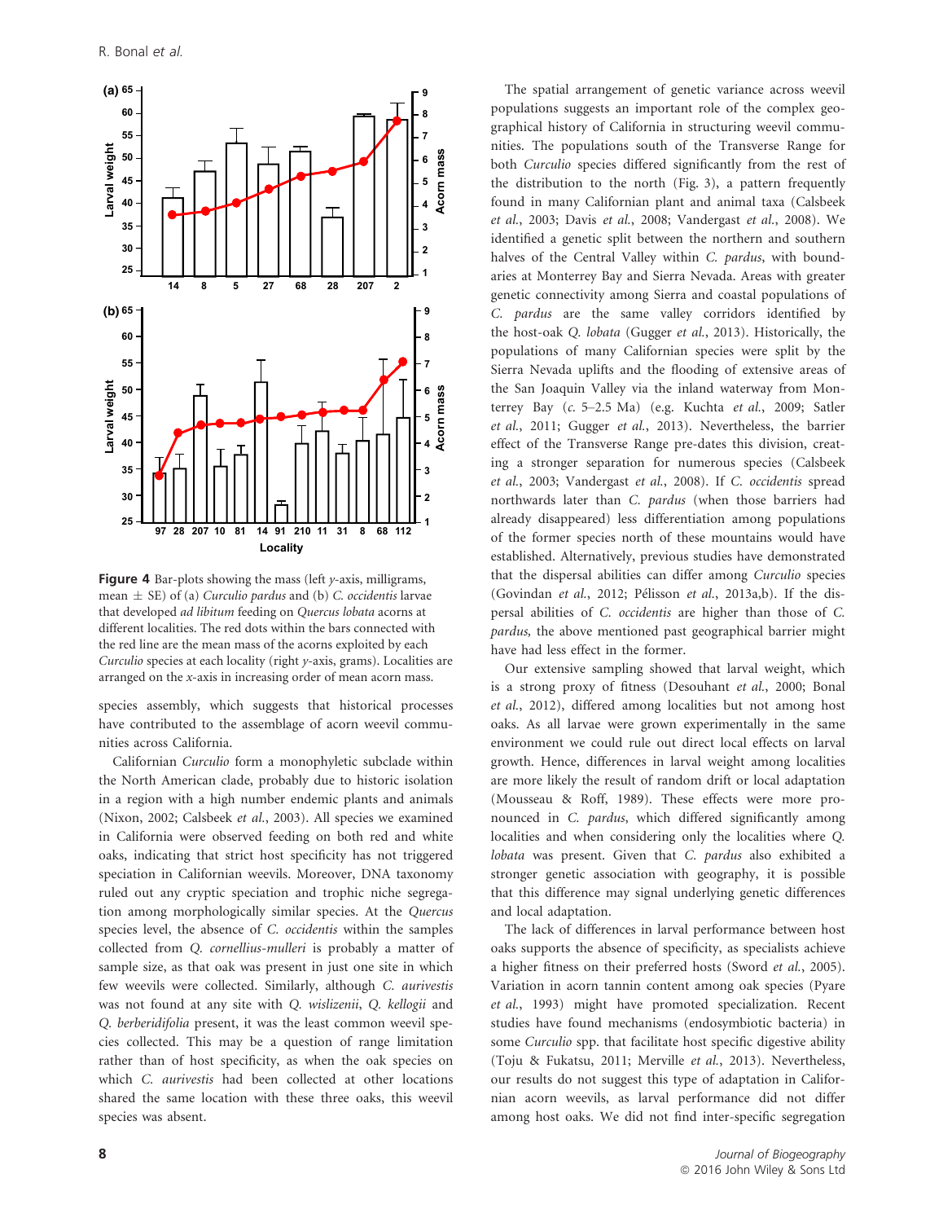**Figure 4** Bar-plots showing the mass (left *y*-axis, milligrams, mean ± SE) of (a) *Curculio pardus* and (b) *C. occidentis* larvae that developed *ad libitum* feeding on *Quercus lobata* acorns at different localities. The red dots within the bars connected with the red line are the mean mass of the acorns exploited by each *Curculio* species at each locality (right *y*-axis, grams). Localities are arranged on the *x*-axis in increasing order of mean acorn mass.

species assembly, which suggests that historical processes have contributed to the assemblage of acorn weevil communities across California.

Californian *Curculio* form a monophyletic subclade within the North American clade, probably due to historic isolation in a region with a high number endemic plants and animals (Nixon, 2002; Calsbeek *et al.*, 2003). All species we examined in California were observed feeding on both red and white oaks, indicating that strict host specificity has not triggered speciation in Californian weevils. Moreover, DNA taxonomy ruled out any cryptic speciation and trophic niche segregation among morphologically similar species. At the *Quercus* species level, the absence of *C. occidentis* within the samples collected from *Q. cornellius-mulleri* is probably a matter of sample size, as that oak was present in just one site in which few weevils were collected. Similarly, although *C. aurivestis* was not found at any site with *Q. wislizenii*, *Q. kellogii* and *Q. berberidifolia* present, it was the least common weevil species collected. This may be a question of range limitation rather than of host specificity, as when the oak species on which *C. aurivestis* had been collected at other locations shared the same location with these three oaks, this weevil species was absent.

The spatial arrangement of genetic variance across weevil populations suggests an important role of the complex geographical history of California in structuring weevil communities. The populations south of the Transverse Range for both *Curculio* species differed significantly from the rest of the distribution to the north (Fig. 3), a pattern frequently found in many Californian plant and animal taxa (Calsbeek *et al.*, 2003; Davis *et al.*, 2008; Vandergast *et al.*, 2008). We identified a genetic split between the northern and southern halves of the Central Valley within *C. pardus*, with boundaries at Monterrey Bay and Sierra Nevada. Areas with greater genetic connectivity among Sierra and coastal populations of *C. pardus* are the same valley corridors identified by the host-oak *Q. lobata* (Gugger *et al.*, 2013). Historically, the populations of many Californian species were split by the Sierra Nevada uplifts and the flooding of extensive areas of the San Joaquin Valley via the inland waterway from Monterrey Bay (*c.* 5–2.5 Ma) (e.g. Kuchta *et al.*, 2009; Satler *et al.*, 2011; Gugger *et al.*, 2013). Nevertheless, the barrier effect of the Transverse Range pre-dates this division, creating a stronger separation for numerous species (Calsbeek *et al.*, 2003; Vandergast *et al.*, 2008). If *C. occidentis* spread northwards later than *C. pardus* (when those barriers had already disappeared) less differentiation among populations of the former species north of these mountains would have established. Alternatively, previous studies have demonstrated that the dispersal abilities can differ among *Curculio* species (Govindan *et al.*, 2012; Pélisson *et al.*, 2013a,b). If the dispersal abilities of *C. occidentis* are higher than those of *C. pardus,* the above mentioned past geographical barrier might have had less effect in the former.

Our extensive sampling showed that larval weight, which is a strong proxy of fitness (Desouhant *et al.*, 2000; Bonal *et al.*, 2012), differed among localities but not among host oaks. As all larvae were grown experimentally in the same environment we could rule out direct local effects on larval growth. Hence, differences in larval weight among localities are more likely the result of random drift or local adaptation (Mousseau & Roff, 1989). These effects were more pronounced in *C. pardus*, which differed significantly among localities and when considering only the localities where *Q. lobata* was present. Given that *C. pardus* also exhibited a stronger genetic association with geography, it is possible that this difference may signal underlying genetic differences and local adaptation.

The lack of differences in larval performance between host oaks supports the absence of specificity, as specialists achieve a higher fitness on their preferred hosts (Sword *et al.*, 2005). Variation in acorn tannin content among oak species (Pyare *et al.*, 1993) might have promoted specialization. Recent studies have found mechanisms (endosymbiotic bacteria) in some *Curculio* spp. that facilitate host specific digestive ability (Toju & Fukatsu, 2011; Merville *et al.*, 2013). Nevertheless, our results do not suggest this type of adaptation in Californian acorn weevils, as larval performance did not differ among host oaks. We did not find inter-specific segregation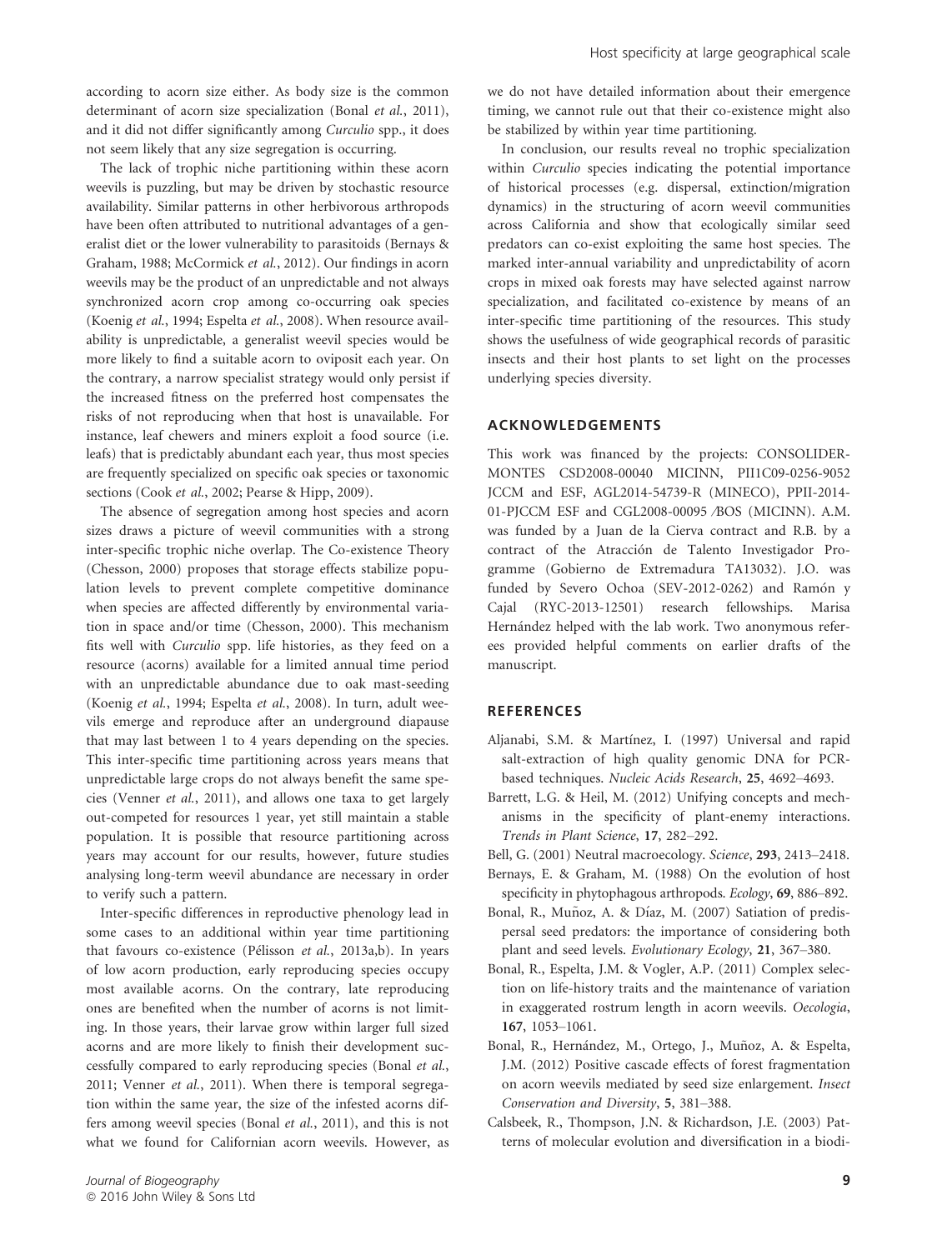according to acorn size either. As body size is the common determinant of acorn size specialization (Bonal *et al.*, 2011), and it did not differ significantly among *Curculio* spp., it does not seem likely that any size segregation is occurring.

The lack of trophic niche partitioning within these acorn weevils is puzzling, but may be driven by stochastic resource availability. Similar patterns in other herbivorous arthropods have been often attributed to nutritional advantages of a generalist diet or the lower vulnerability to parasitoids (Bernays & Graham, 1988; McCormick *et al.*, 2012). Our findings in acorn weevils may be the product of an unpredictable and not always synchronized acorn crop among co-occurring oak species (Koenig *et al.*, 1994; Espelta *et al.*, 2008). When resource availability is unpredictable, a generalist weevil species would be more likely to find a suitable acorn to oviposit each year. On the contrary, a narrow specialist strategy would only persist if the increased fitness on the preferred host compensates the risks of not reproducing when that host is unavailable. For instance, leaf chewers and miners exploit a food source (i.e. leafs) that is predictably abundant each year, thus most species are frequently specialized on specific oak species or taxonomic sections (Cook *et al.*, 2002; Pearse & Hipp, 2009).

The absence of segregation among host species and acorn sizes draws a picture of weevil communities with a strong inter-specific trophic niche overlap. The Co-existence Theory (Chesson, 2000) proposes that storage effects stabilize population levels to prevent complete competitive dominance when species are affected differently by environmental variation in space and/or time (Chesson, 2000). This mechanism fits well with *Curculio* spp. life histories, as they feed on a resource (acorns) available for a limited annual time period with an unpredictable abundance due to oak mast-seeding (Koenig *et al.*, 1994; Espelta *et al.*, 2008). In turn, adult weevils emerge and reproduce after an underground diapause that may last between 1 to 4 years depending on the species. This inter-specific time partitioning across years means that unpredictable large crops do not always benefit the same species (Venner *et al.*, 2011), and allows one taxa to get largely out-competed for resources 1 year, yet still maintain a stable population. It is possible that resource partitioning across years may account for our results, however, future studies analysing long-term weevil abundance are necessary in order to verify such a pattern.

Inter-specific differences in reproductive phenology lead in some cases to an additional within year time partitioning that favours co-existence (Pélisson *et al.*, 2013a,b). In years of low acorn production, early reproducing species occupy most available acorns. On the contrary, late reproducing ones are benefited when the number of acorns is not limiting. In those years, their larvae grow within larger full sized acorns and are more likely to finish their development successfully compared to early reproducing species (Bonal *et al.*, 2011; Venner *et al.*, 2011). When there is temporal segregation within the same year, the size of the infested acorns differs among weevil species (Bonal *et al.*, 2011), and this is not what we found for Californian acorn weevils. However, as we do not have detailed information about their emergence timing, we cannot rule out that their co-existence might also be stabilized by within year time partitioning.

In conclusion, our results reveal no trophic specialization within *Curculio* species indicating the potential importance of historical processes (e.g. dispersal, extinction/migration dynamics) in the structuring of acorn weevil communities across California and show that ecologically similar seed predators can co-exist exploiting the same host species. The marked inter-annual variability and unpredictability of acorn crops in mixed oak forests may have selected against narrow specialization, and facilitated co-existence by means of an inter-specific time partitioning of the resources. This study shows the usefulness of wide geographical records of parasitic insects and their host plants to set light on the processes underlying species diversity.

## ACKNOWLEDGEMENTS

This work was financed by the projects: CONSOLIDER-MONTES CSD2008-00040 MICINN, PII1C09-0256-9052 JCCM and ESF, AGL2014-54739-R (MINECO), PPII-2014-01-PJCCM ESF and CGL2008-00095 ⁄BOS (MICINN). A.M. was funded by a Juan de la Cierva contract and R.B. by a contract of the Atracción de Talento Investigador Programme (Gobierno de Extremadura TA13032). J.O. was funded by Severo Ochoa (SEV-2012-0262) and Ramón y Cajal (RYC-2013-12501) research fellowships. Marisa Hernández helped with the lab work. Two anonymous referees provided helpful comments on earlier drafts of the manuscript.

## REFERENCES

Aljanabi, S.M. & Martínez, I. (1997) Universal and rapid salt-extraction of high quality genomic DNA for PCR-based techniques. *Nucleic Acids Research*, **25**, 4692–4693.

Barrett, L.G. & Heil, M. (2012) Unifying concepts and mechanisms in the specificity of plant-enemy interactions. *Trends in Plant Science*, **17**, 282–292.

Bell, G. (2001) Neutral macroecology. *Science*, **293**, 2413–2418.

Bernays, E. & Graham, M. (1988) On the evolution of host specificity in phytophagous arthropods. *Ecology*, **69**, 886–892.

Bonal, R., Muñoz, A. & Díaz, M. (2007) Satiation of predispersal seed predators: the importance of considering both plant and seed levels. *Evolutionary Ecology*, **21**, 367–380.

Bonal, R., Espelta, J.M. & Vogler, A.P. (2011) Complex selection on life-history traits and the maintenance of variation in exaggerated rostrum length in acorn weevils. *Oecologia*, **167**, 1053–1061.

Bonal, R., Hernández, M., Ortego, J., Muñoz, A. & Espelta, J.M. (2012) Positive cascade effects of forest fragmentation on acorn weevils mediated by seed size enlargement. *Insect Conservation and Diversity*, **5**, 381–388.

Calsbeek, R., Thompson, J.N. & Richardson, J.E. (2003) Patterns of molecular evolution and diversification in a biodi-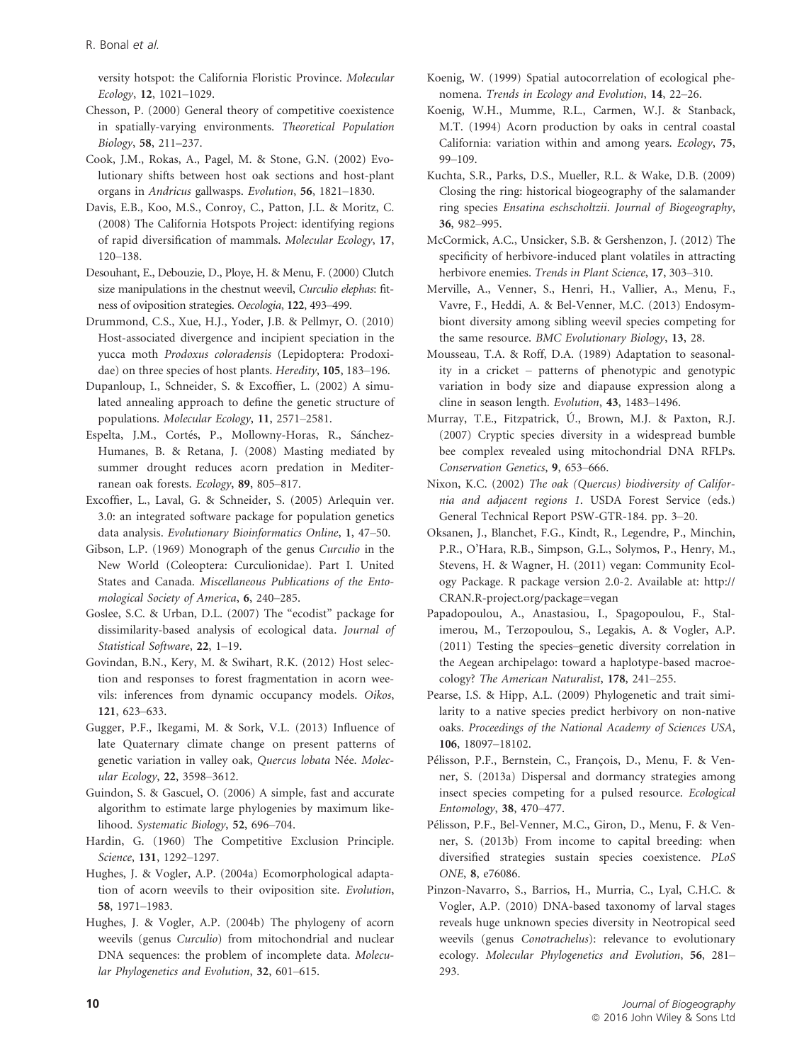versity hotspot: the California Floristic Province. *Molecular Ecology*, **12**, 1021–1029.

Chesson, P. (2000) General theory of competitive coexistence in spatially-varying environments. *Theoretical Population Biology*, **58**, 211–237.

Cook, J.M., Rokas, A., Pagel, M. & Stone, G.N. (2002) Evolutionary shifts between host oak sections and host-plant organs in *Andricus* gallwasps. *Evolution*, **56**, 1821–1830.

Davis, E.B., Koo, M.S., Conroy, C., Patton, J.L. & Moritz, C. (2008) The California Hotspots Project: identifying regions of rapid diversification of mammals. *Molecular Ecology*, **17**, 120–138.

Desouhant, E., Debouzie, D., Ploye, H. & Menu, F. (2000) Clutch size manipulations in the chestnut weevil, *Curculio elephas*: fitness of oviposition strategies. *Oecologia*, **122**, 493–499.

Drummond, C.S., Xue, H.J., Yoder, J.B. & Pellmyr, O. (2010) Host-associated divergence and incipient speciation in the yucca moth *Prodoxus coloradensis* (Lepidoptera: Prodoxidae) on three species of host plants. *Heredity*, **105**, 183–196.

Dupanloup, I., Schneider, S. & Excoffier, L. (2002) A simulated annealing approach to define the genetic structure of populations. *Molecular Ecology*, **11**, 2571–2581.

Espelta, J.M., Cortés, P., Mollowny-Horas, R., Sánchez-Humanes, B. & Retana, J. (2008) Masting mediated by summer drought reduces acorn predation in Mediterranean oak forests. *Ecology*, **89**, 805–817.

Excoffier, L., Laval, G. & Schneider, S. (2005) Arlequin ver. 3.0: an integrated software package for population genetics data analysis. *Evolutionary Bioinformatics Online*, **1**, 47–50.

Gibson, L.P. (1969) Monograph of the genus *Curculio* in the New World (Coleoptera: Curculionidae). Part I. United States and Canada. *Miscellaneous Publications of the Entomological Society of America*, **6**, 240–285.

Goslee, S.C. & Urban, D.L. (2007) The "ecodist" package for dissimilarity-based analysis of ecological data. *Journal of Statistical Software*, **22**, 1–19.

Govindan, B.N., Kery, M. & Swihart, R.K. (2012) Host selection and responses to forest fragmentation in acorn weevils: inferences from dynamic occupancy models. *Oikos*, **121**, 623–633.

Gugger, P.F., Ikegami, M. & Sork, V.L. (2013) Influence of late Quaternary climate change on present patterns of genetic variation in valley oak, *Quercus lobata* Née. *Molecular Ecology*, **22**, 3598–3612.

Guindon, S. & Gascuel, O. (2006) A simple, fast and accurate algorithm to estimate large phylogenies by maximum likelihood. *Systematic Biology*, **52**, 696–704.

Hardin, G. (1960) The Competitive Exclusion Principle. *Science*, **131**, 1292–1297.

Hughes, J. & Vogler, A.P. (2004a) Ecomorphological adaptation of acorn weevils to their oviposition site. *Evolution*, **58**, 1971–1983.

Hughes, J. & Vogler, A.P. (2004b) The phylogeny of acorn weevils (genus *Curculio*) from mitochondrial and nuclear DNA sequences: the problem of incomplete data. *Molecular Phylogenetics and Evolution*, **32**, 601–615.

Koenig, W. (1999) Spatial autocorrelation of ecological phenomena. *Trends in Ecology and Evolution*, **14**, 22–26.

Koenig, W.H., Mumme, R.L., Carmen, W.J. & Stanback, M.T. (1994) Acorn production by oaks in central coastal California: variation within and among years. *Ecology*, **75**, 99–109.

Kuchta, S.R., Parks, D.S., Mueller, R.L. & Wake, D.B. (2009) Closing the ring: historical biogeography of the salamander ring species *Ensatina eschscholtzii*. *Journal of Biogeography*, **36**, 982–995.

McCormick, A.C., Unsicker, S.B. & Gershenzon, J. (2012) The specificity of herbivore-induced plant volatiles in attracting herbivore enemies. *Trends in Plant Science*, **17**, 303–310.

Merville, A., Venner, S., Henri, H., Vallier, A., Menu, F., Vavre, F., Heddi, A. & Bel-Venner, M.C. (2013) Endosymbiont diversity among sibling weevil species competing for the same resource. *BMC Evolutionary Biology*, **13**, 28.

Mousseau, T.A. & Roff, D.A. (1989) Adaptation to seasonality in a cricket – patterns of phenotypic and genotypic variation in body size and diapause expression along a cline in season length. *Evolution*, **43**, 1483–1496.

Murray, T.E., Fitzpatrick, Ú., Brown, M.J. & Paxton, R.J. (2007) Cryptic species diversity in a widespread bumble bee complex revealed using mitochondrial DNA RFLPs. *Conservation Genetics*, **9**, 653–666.

Nixon, K.C. (2002) *The oak (Quercus) biodiversity of California and adjacent regions 1*. USDA Forest Service (eds.) General Technical Report PSW-GTR-184. pp. 3–20.

Oksanen, J., Blanchet, F.G., Kindt, R., Legendre, P., Minchin, P.R., O'Hara, R.B., Simpson, G.L., Solymos, P., Henry, M., Stevens, H. & Wagner, H. (2011) vegan: Community Ecology Package. R package version 2.0-2. Available at: http://CRAN.R-project.org/package=vegan

Papadopoulou, A., Anastasiou, I., Spagopoulou, F., Stalimerou, M., Terzopoulou, S., Legakis, A. & Vogler, A.P. (2011) Testing the species–genetic diversity correlation in the Aegean archipelago: toward a haplotype-based macroecology? *The American Naturalist*, **178**, 241–255.

Pearse, I.S. & Hipp, A.L. (2009) Phylogenetic and trait similarity to a native species predict herbivory on non-native oaks. *Proceedings of the National Academy of Sciences USA*, **106**, 18097–18102.

Pélisson, P.F., Bernstein, C., François, D., Menu, F. & Venner, S. (2013a) Dispersal and dormancy strategies among insect species competing for a pulsed resource. *Ecological Entomology*, **38**, 470–477.

Pélisson, P.F., Bel-Venner, M.C., Giron, D., Menu, F. & Venner, S. (2013b) From income to capital breeding: when diversified strategies sustain species coexistence. *PLoS ONE*, **8**, e76086.

Pinzon-Navarro, S., Barrios, H., Murria, C., Lyal, C.H.C. & Vogler, A.P. (2010) DNA-based taxonomy of larval stages reveals huge unknown species diversity in Neotropical seed weevils (genus *Conotrachelus*): relevance to evolutionary ecology. *Molecular Phylogenetics and Evolution*, **56**, 281–293.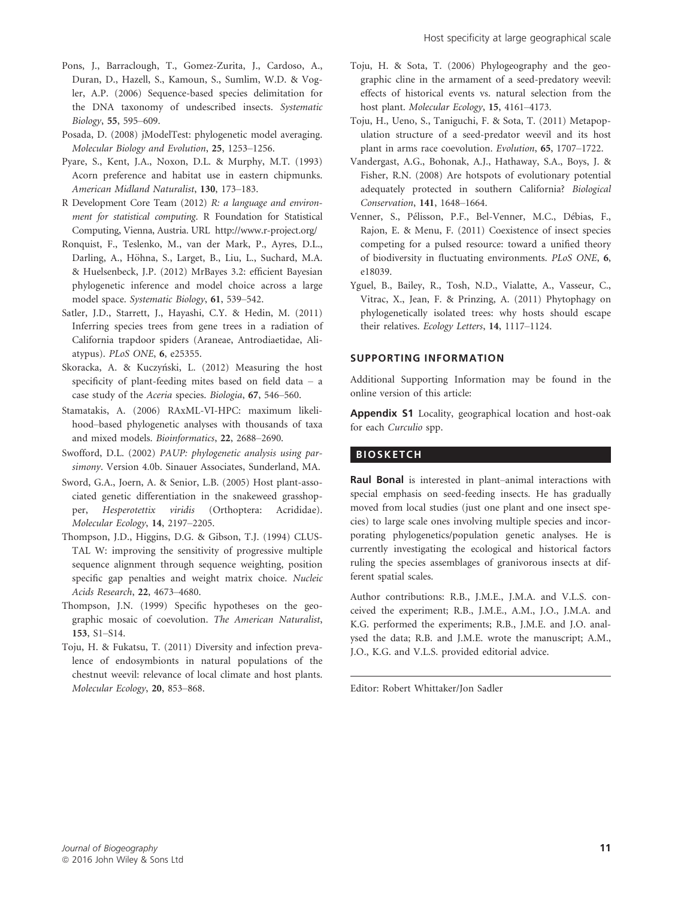Pons, J., Barraclough, T., Gomez-Zurita, J., Cardoso, A., Duran, D., Hazell, S., Kamoun, S., Sumlim, W.D. & Vogler, A.P. (2006) Sequence-based species delimitation for the DNA taxonomy of undescribed insects. *Systematic Biology*, **55**, 595–609.

Posada, D. (2008) jModelTest: phylogenetic model averaging. *Molecular Biology and Evolution*, **25**, 1253–1256.

Pyare, S., Kent, J.A., Noxon, D.L. & Murphy, M.T. (1993) Acorn preference and habitat use in eastern chipmunks. *American Midland Naturalist*, **130**, 173–183.

R Development Core Team (2012) *R: a language and environment for statistical computing*. R Foundation for Statistical Computing, Vienna, Austria. URL http://www.r-project.org/

Ronquist, F., Teslenko, M., van der Mark, P., Ayres, D.L., Darling, A., Höhna, S., Larget, B., Liu, L., Suchard, M.A. & Huelsenbeck, J.P. (2012) MrBayes 3.2: efficient Bayesian phylogenetic inference and model choice across a large model space. *Systematic Biology*, **61**, 539–542.

Satler, J.D., Starrett, J., Hayashi, C.Y. & Hedin, M. (2011) Inferring species trees from gene trees in a radiation of California trapdoor spiders (Araneae, Antrodiaetidae, Aliatypus). *PLoS ONE*, **6**, e25355.

Skoracka, A. & Kuczyński, L. (2012) Measuring the host specificity of plant-feeding mites based on field data – a case study of the *Aceria* species. *Biologia*, **67**, 546–560.

Stamatakis, A. (2006) RAxML-VI-HPC: maximum likelihood–based phylogenetic analyses with thousands of taxa and mixed models. *Bioinformatics*, **22**, 2688–2690.

Swofford, D.L. (2002) *PAUP: phylogenetic analysis using parsimony*. Version 4.0b. Sinauer Associates, Sunderland, MA.

Sword, G.A., Joern, A. & Senior, L.B. (2005) Host plant-associated genetic differentiation in the snakeweed grasshopper, *Hesperotettix viridis* (Orthoptera: Acrididae). *Molecular Ecology*, **14**, 2197–2205.

Thompson, J.D., Higgins, D.G. & Gibson, T.J. (1994) CLUSTAL W: improving the sensitivity of progressive multiple sequence alignment through sequence weighting, position specific gap penalties and weight matrix choice. *Nucleic Acids Research*, **22**, 4673–4680.

Thompson, J.N. (1999) Specific hypotheses on the geographic mosaic of coevolution. *The American Naturalist*, **153**, S1–S14.

Toju, H. & Fukatsu, T. (2011) Diversity and infection prevalence of endosymbionts in natural populations of the chestnut weevil: relevance of local climate and host plants. *Molecular Ecology*, **20**, 853–868.

Toju, H. & Sota, T. (2006) Phylogeography and the geographic cline in the armament of a seed-predatory weevil: effects of historical events vs. natural selection from the host plant. *Molecular Ecology*, **15**, 4161–4173.

Toju, H., Ueno, S., Taniguchi, F. & Sota, T. (2011) Metapopulation structure of a seed-predator weevil and its host plant in arms race coevolution. *Evolution*, **65**, 1707–1722.

Vandergast, A.G., Bohonak, A.J., Hathaway, S.A., Boys, J. & Fisher, R.N. (2008) Are hotspots of evolutionary potential adequately protected in southern California? *Biological Conservation*, **141**, 1648–1664.

Venner, S., Pélisson, P.F., Bel-Venner, M.C., Débias, F., Rajon, E. & Menu, F. (2011) Coexistence of insect species competing for a pulsed resource: toward a unified theory of biodiversity in fluctuating environments. *PLoS ONE*, **6**, e18039.

Yguel, B., Bailey, R., Tosh, N.D., Vialatte, A., Vasseur, C., Vitrac, X., Jean, F. & Prinzing, A. (2011) Phytophagy on phylogenetically isolated trees: why hosts should escape their relatives. *Ecology Letters*, **14**, 1117–1124.

## SUPPORTING INFORMATION

Additional Supporting Information may be found in the online version of this article:

**Appendix S1** Locality, geographical location and host-oak for each *Curculio* spp.

## BIOSKETCH

**Raul Bonal** is interested in plant–animal interactions with special emphasis on seed-feeding insects. He has gradually moved from local studies (just one plant and one insect species) to large scale ones involving multiple species and incorporating phylogenetics/population genetic analyses. He is currently investigating the ecological and historical factors ruling the species assemblages of granivorous insects at different spatial scales.

Author contributions: R.B., J.M.E., J.M.A. and V.L.S. conceived the experiment; R.B., J.M.E., A.M., J.O., J.M.A. and K.G. performed the experiments; R.B., J.M.E. and J.O. analysed the data; R.B. and J.M.E. wrote the manuscript; A.M., J.O., K.G. and V.L.S. provided editorial advice.

Editor: Robert Whittaker/Jon Sadler